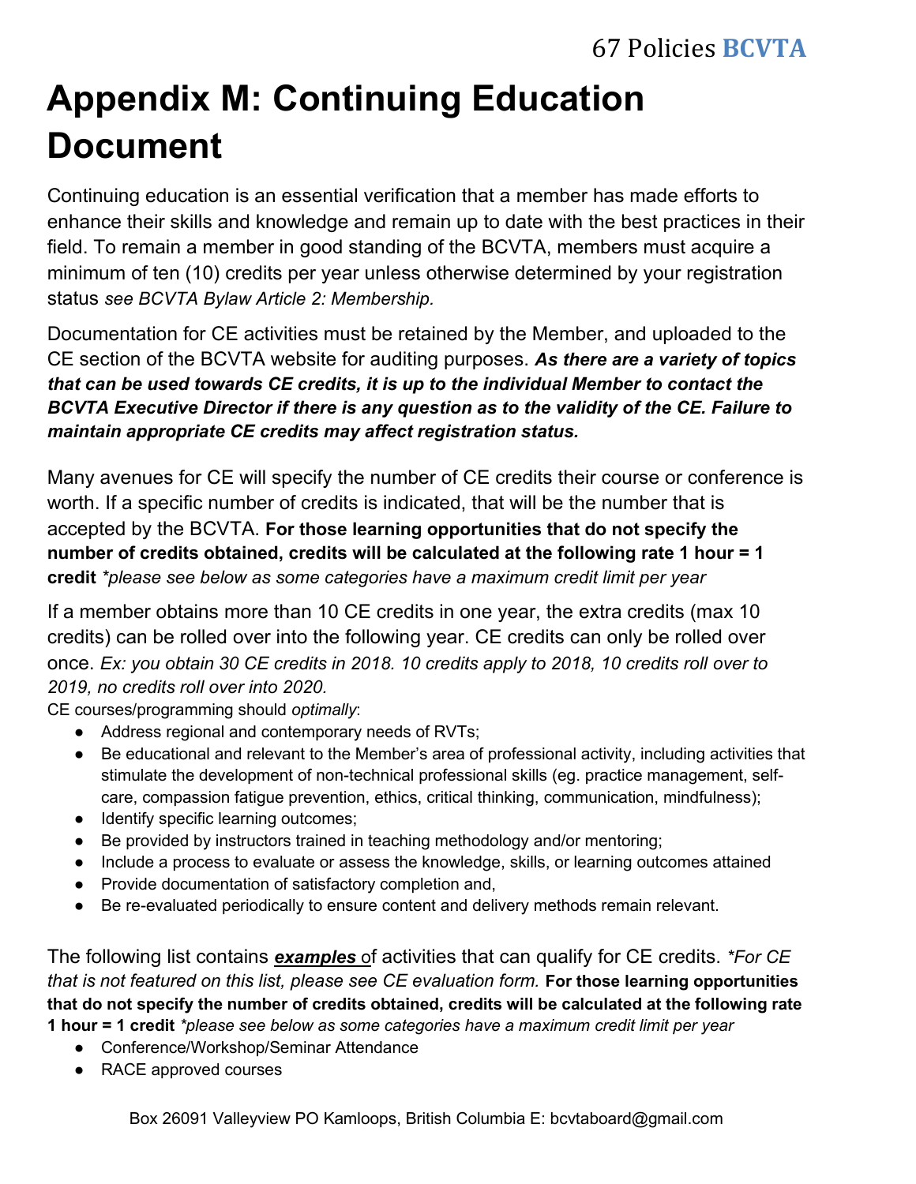# Appendix M: Continuing Education Document

Continuing education is an essential verification that a member has made efforts to enhance their skills and knowledge and remain up to date with the best practices in their field. To remain a member in good standing of the BCVTA, members must acquire a minimum of ten (10) credits per year unless otherwise determined by your registration status *see BCVTA Bylaw Article 2: Membership.*

Documentation for CE activities must be retained by the Member, and uploaded to the CE section of the BCVTA website for auditing purposes. ***As there are a variety of topics that can be used towards CE credits, it is up to the individual Member to contact the BCVTA Executive Director if there is any question as to the validity of the CE. Failure to maintain appropriate CE credits may affect registration status.***

Many avenues for CE will specify the number of CE credits their course or conference is worth. If a specific number of credits is indicated, that will be the number that is accepted by the BCVTA. **For those learning opportunities that do not specify the number of credits obtained, credits will be calculated at the following rate 1 hour = 1 credit** *\*please see below as some categories have a maximum credit limit per year*

If a member obtains more than 10 CE credits in one year, the extra credits (max 10 credits) can be rolled over into the following year. CE credits can only be rolled over once. *Ex: you obtain 30 CE credits in 2018. 10 credits apply to 2018, 10 credits roll over to 2019, no credits roll over into 2020.*

CE courses/programming should *optimally*:

- Address regional and contemporary needs of RVTs;
- Be educational and relevant to the Member's area of professional activity, including activities that stimulate the development of non-technical professional skills (eg. practice management, self-care, compassion fatigue prevention, ethics, critical thinking, communication, mindfulness);
- Identify specific learning outcomes;
- Be provided by instructors trained in teaching methodology and/or mentoring;
- Include a process to evaluate or assess the knowledge, skills, or learning outcomes attained
- Provide documentation of satisfactory completion and,
- Be re-evaluated periodically to ensure content and delivery methods remain relevant.

The following list contains ***examples*** of activities that can qualify for CE credits. *\*For CE that is not featured on this list, please see CE evaluation form.* **For those learning opportunities that do not specify the number of credits obtained, credits will be calculated at the following rate 1 hour = 1 credit** *\*please see below as some categories have a maximum credit limit per year*

- Conference/Workshop/Seminar Attendance
- RACE approved courses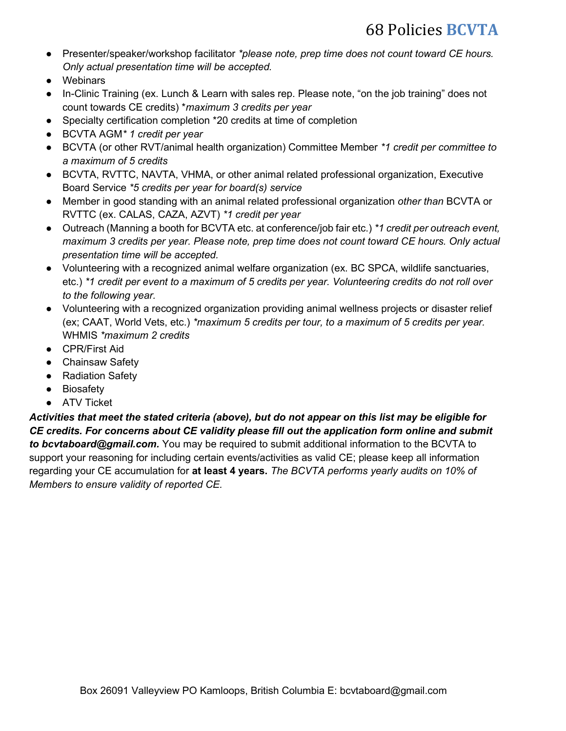- Presenter/speaker/workshop facilitator *\*please note, prep time does not count toward CE hours. Only actual presentation time will be accepted.*
- Webinars
- In-Clinic Training (ex. Lunch & Learn with sales rep. Please note, "on the job training" does not count towards CE credits) \**maximum 3 credits per year*
- Specialty certification completion *20 credits at time of completion
- BCVTA AGM* *1 credit per year*
- BCVTA (or other RVT/animal health organization) Committee Member *\*1 credit per committee to a maximum of 5 credits*
- BCVTA, RVTTC, NAVTA, VHMA, or other animal related professional organization, Executive Board Service *\*5 credits per year for board(s) service*
- Member in good standing with an animal related professional organization *other than* BCVTA or RVTTC (ex. CALAS, CAZA, AZVT) *\*1 credit per year*
- Outreach (Manning a booth for BCVTA etc. at conference/job fair etc.) *\*1 credit per outreach event, maximum 3 credits per year. Please note, prep time does not count toward CE hours. Only actual presentation time will be accepted.*
- Volunteering with a recognized animal welfare organization (ex. BC SPCA, wildlife sanctuaries, etc.) *\*1 credit per event to a maximum of 5 credits per year. Volunteering credits do not roll over to the following year.*
- Volunteering with a recognized organization providing animal wellness projects or disaster relief (ex; CAAT, World Vets, etc.) *\*maximum 5 credits per tour, to a maximum of 5 credits per year.* WHMIS *\*maximum 2 credits*
- CPR/First Aid
- Chainsaw Safety
- Radiation Safety
- Biosafety
- ATV Ticket

***Activities that meet the stated criteria (above), but do not appear on this list may be eligible for CE credits. For concerns about CE validity please fill out the application form online and submit to bcvtaboard@gmail.com.*** You may be required to submit additional information to the BCVTA to support your reasoning for including certain events/activities as valid CE; please keep all information regarding your CE accumulation for **at least 4 years.** *The BCVTA performs yearly audits on 10% of Members to ensure validity of reported CE.*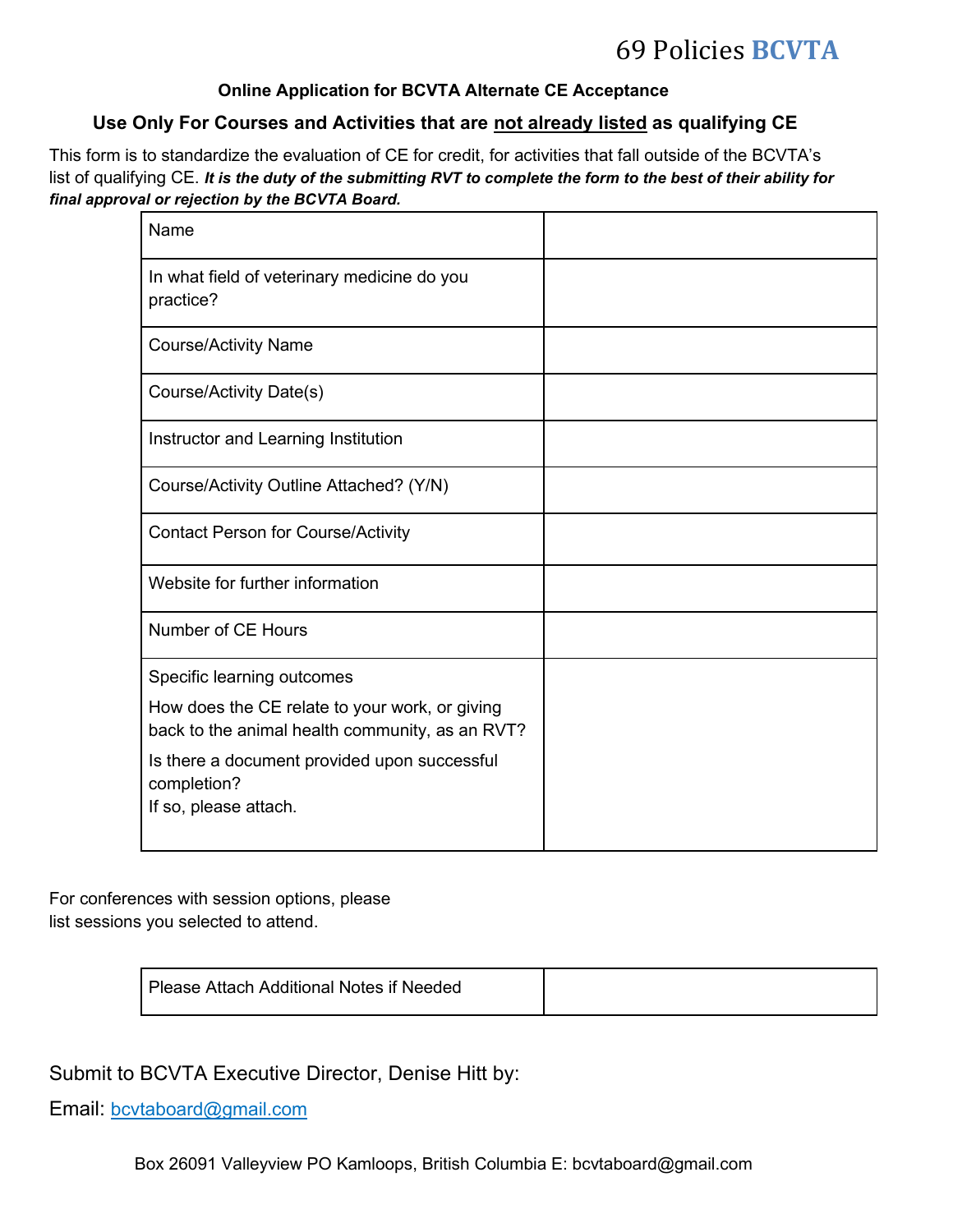## Online Application for BCVTA Alternate CE Acceptance

### Use Only For Courses and Activities that are not already listed as qualifying CE

This form is to standardize the evaluation of CE for credit, for activities that fall outside of the BCVTA's list of qualifying CE. ***It is the duty of the submitting RVT to complete the form to the best of their ability for final approval or rejection by the BCVTA Board.***

| | |
|---|---|
| Name | |
| In what field of veterinary medicine do you practice? | |
| Course/Activity Name | |
| Course/Activity Date(s) | |
| Instructor and Learning Institution | |
| Course/Activity Outline Attached? (Y/N) | |
| Contact Person for Course/Activity | |
| Website for further information | |
| Number of CE Hours | |
| Specific learning outcomes<br>How does the CE relate to your work, or giving back to the animal health community, as an RVT?<br>Is there a document provided upon successful completion?<br>If so, please attach. | |

For conferences with session options, please list sessions you selected to attend.

| | |
|---|---|
| Please Attach Additional Notes if Needed | |

Submit to BCVTA Executive Director, Denise Hitt by:

Email: bcvtaboard@gmail.com

Box 26091 Valleyview PO Kamloops, British Columbia E: bcvtaboard@gmail.com